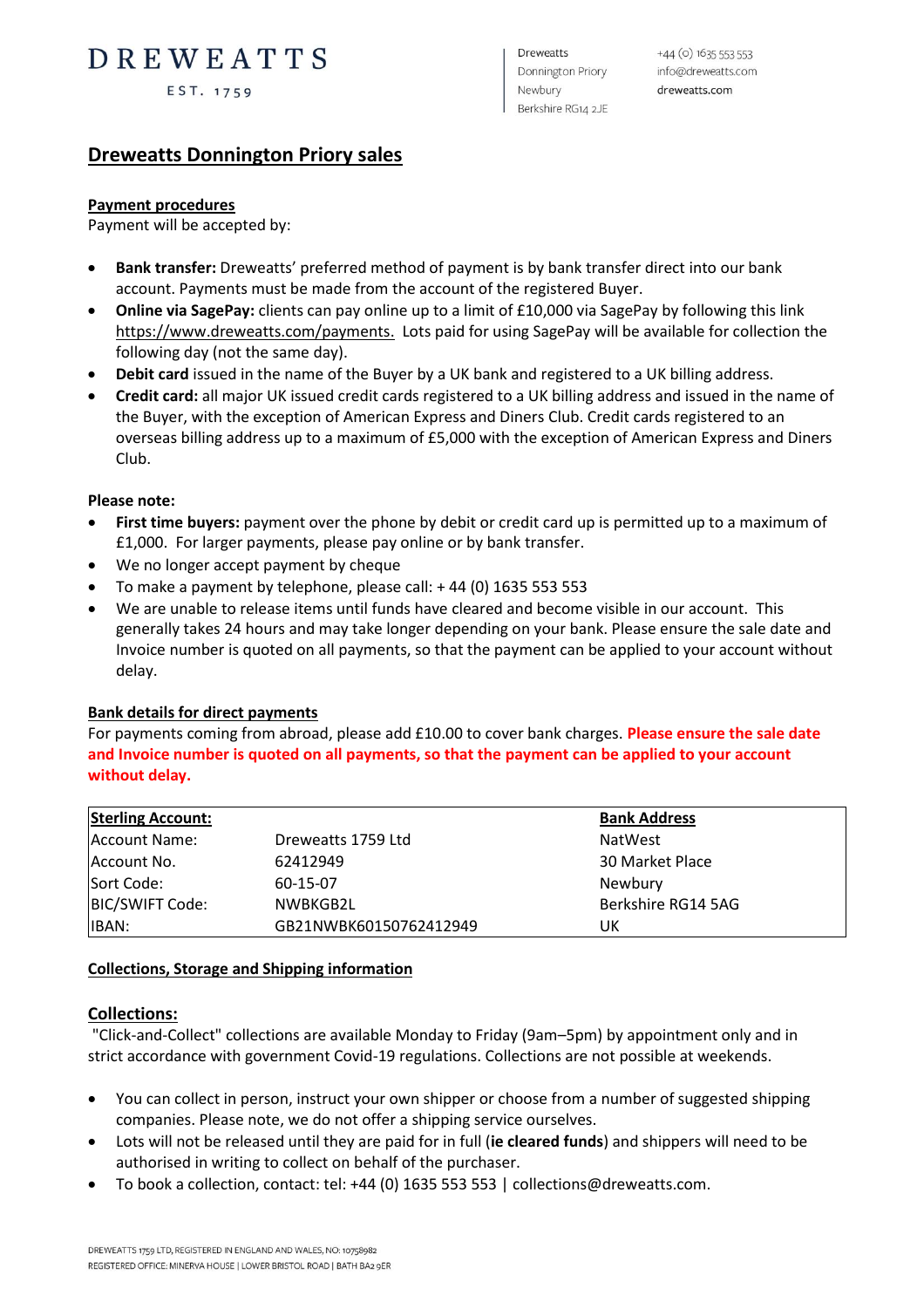DREWEATTS

EST. 1759

Dreweatts
Donnington Priory
Newbury
Berkshire RG14 2JE

+44 (0) 1635 553 553
info@dreweatts.com
dreweatts.com

# Dreweatts Donnington Priory sales

## Payment procedures

Payment will be accepted by:

- **Bank transfer:** Dreweatts' preferred method of payment is by bank transfer direct into our bank account. Payments must be made from the account of the registered Buyer.
- **Online via SagePay:** clients can pay online up to a limit of £10,000 via SagePay by following this link https://www.dreweatts.com/payments. Lots paid for using SagePay will be available for collection the following day (not the same day).
- **Debit card** issued in the name of the Buyer by a UK bank and registered to a UK billing address.
- **Credit card:** all major UK issued credit cards registered to a UK billing address and issued in the name of the Buyer, with the exception of American Express and Diners Club. Credit cards registered to an overseas billing address up to a maximum of £5,000 with the exception of American Express and Diners Club.

**Please note:**

- **First time buyers:** payment over the phone by debit or credit card up is permitted up to a maximum of £1,000. For larger payments, please pay online or by bank transfer.
- We no longer accept payment by cheque
- To make a payment by telephone, please call: + 44 (0) 1635 553 553
- We are unable to release items until funds have cleared and become visible in our account. This generally takes 24 hours and may take longer depending on your bank. Please ensure the sale date and Invoice number is quoted on all payments, so that the payment can be applied to your account without delay.

## Bank details for direct payments

For payments coming from abroad, please add £10.00 to cover bank charges. **Please ensure the sale date and Invoice number is quoted on all payments, so that the payment can be applied to your account without delay.**

| **Sterling Account:** | | **Bank Address** |
|---|---|---|
| Account Name: | Dreweatts 1759 Ltd | NatWest |
| Account No. | 62412949 | 30 Market Place |
| Sort Code: | 60-15-07 | Newbury |
| BIC/SWIFT Code: | NWBKGB2L | Berkshire RG14 5AG |
| IBAN: | GB21NWBK60150762412949 | UK |

## Collections, Storage and Shipping information

### Collections:

"Click-and-Collect" collections are available Monday to Friday (9am–5pm) by appointment only and in strict accordance with government Covid-19 regulations. Collections are not possible at weekends.

- You can collect in person, instruct your own shipper or choose from a number of suggested shipping companies. Please note, we do not offer a shipping service ourselves.
- Lots will not be released until they are paid for in full (**ie cleared funds**) and shippers will need to be authorised in writing to collect on behalf of the purchaser.
- To book a collection, contact: tel: +44 (0) 1635 553 553 | collections@dreweatts.com.

DREWEATTS 1759 LTD, REGISTERED IN ENGLAND AND WALES, NO: 10758982
REGISTERED OFFICE: MINERVA HOUSE | LOWER BRISTOL ROAD | BATH BA2 9ER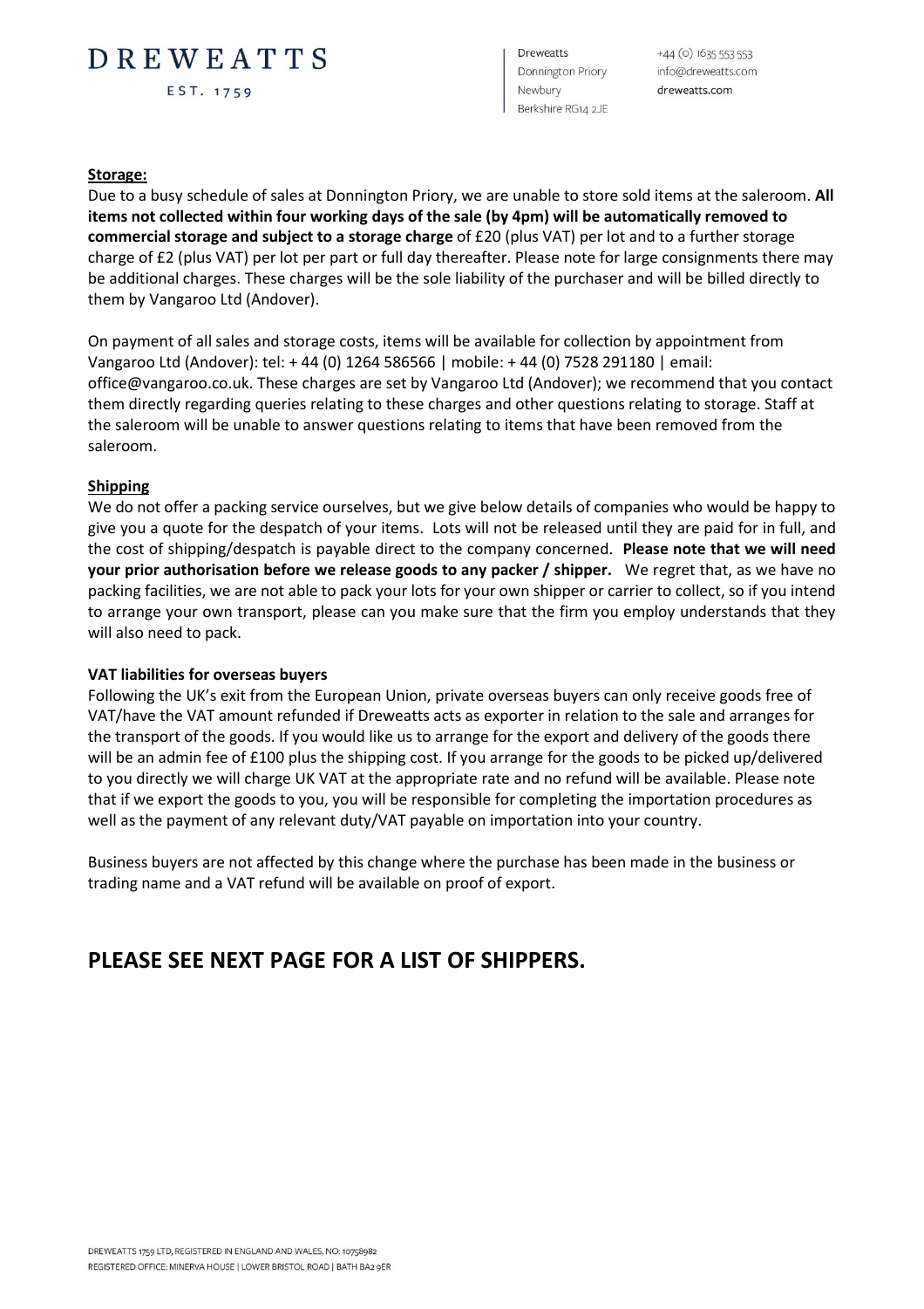## Storage:

Due to a busy schedule of sales at Donnington Priory, we are unable to store sold items at the saleroom. **All items not collected within four working days of the sale (by 4pm) will be automatically removed to commercial storage and subject to a storage charge** of £20 (plus VAT) per lot and to a further storage charge of £2 (plus VAT) per lot per part or full day thereafter. Please note for large consignments there may be additional charges. These charges will be the sole liability of the purchaser and will be billed directly to them by Vangaroo Ltd (Andover).

On payment of all sales and storage costs, items will be available for collection by appointment from Vangaroo Ltd (Andover): tel: + 44 (0) 1264 586566 | mobile: + 44 (0) 7528 291180 | email: office@vangaroo.co.uk. These charges are set by Vangaroo Ltd (Andover); we recommend that you contact them directly regarding queries relating to these charges and other questions relating to storage. Staff at the saleroom will be unable to answer questions relating to items that have been removed from the saleroom.

## Shipping

We do not offer a packing service ourselves, but we give below details of companies who would be happy to give you a quote for the despatch of your items. Lots will not be released until they are paid for in full, and the cost of shipping/despatch is payable direct to the company concerned. **Please note that we will need your prior authorisation before we release goods to any packer / shipper.** We regret that, as we have no packing facilities, we are not able to pack your lots for your own shipper or carrier to collect, so if you intend to arrange your own transport, please can you make sure that the firm you employ understands that they will also need to pack.

**VAT liabilities for overseas buyers**

Following the UK's exit from the European Union, private overseas buyers can only receive goods free of VAT/have the VAT amount refunded if Dreweatts acts as exporter in relation to the sale and arranges for the transport of the goods. If you would like us to arrange for the export and delivery of the goods there will be an admin fee of £100 plus the shipping cost. If you arrange for the goods to be picked up/delivered to you directly we will charge UK VAT at the appropriate rate and no refund will be available. Please note that if we export the goods to you, you will be responsible for completing the importation procedures as well as the payment of any relevant duty/VAT payable on importation into your country.

Business buyers are not affected by this change where the purchase has been made in the business or trading name and a VAT refund will be available on proof of export.

## PLEASE SEE NEXT PAGE FOR A LIST OF SHIPPERS.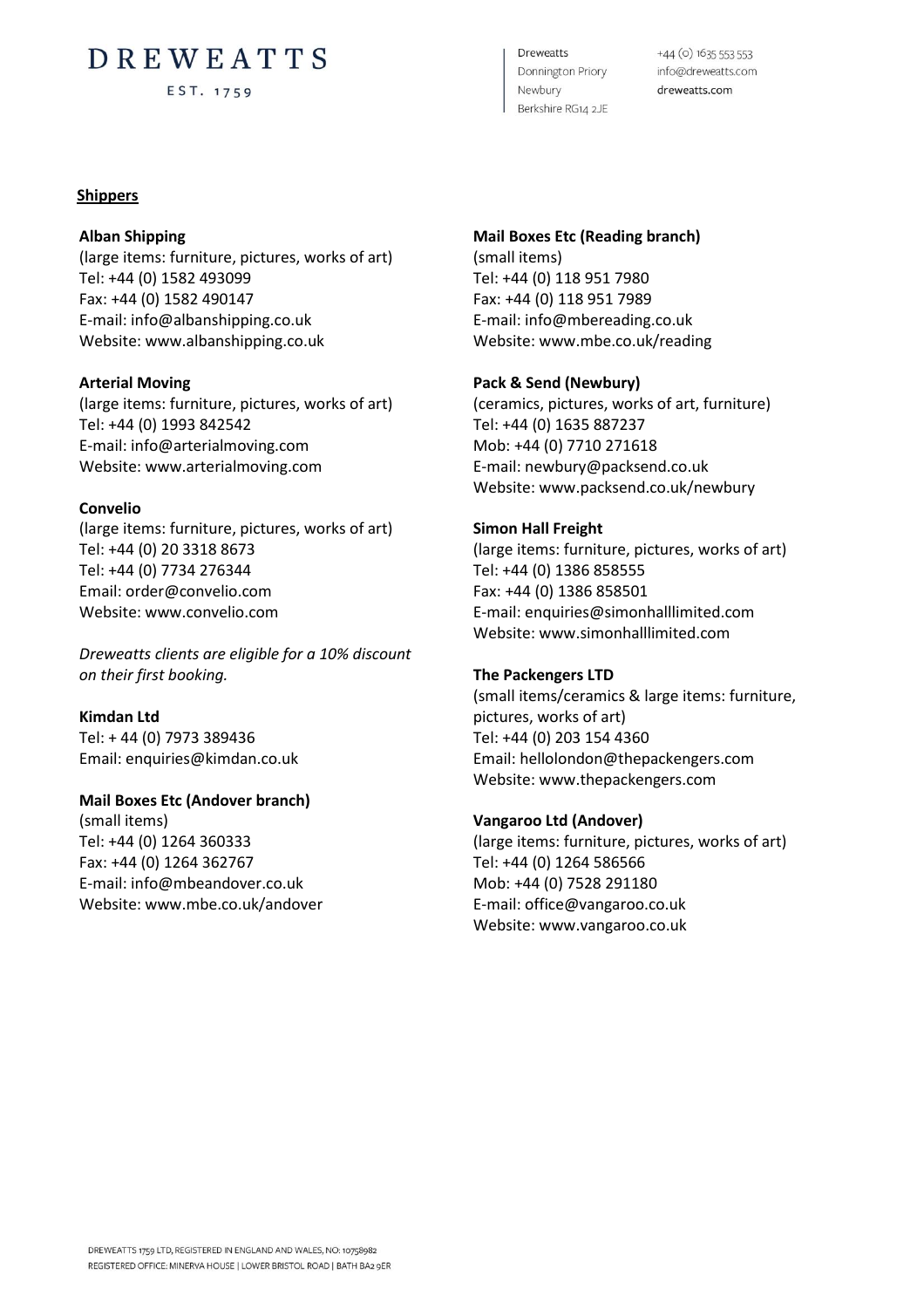**Shippers**

**Alban Shipping**
(large items: furniture, pictures, works of art)
Tel: +44 (0) 1582 493099
Fax: +44 (0) 1582 490147
E-mail: info@albanshipping.co.uk
Website: www.albanshipping.co.uk

**Arterial Moving**
(large items: furniture, pictures, works of art)
Tel: +44 (0) 1993 842542
E-mail: info@arterialmoving.com
Website: www.arterialmoving.com

**Convelio**
(large items: furniture, pictures, works of art)
Tel: +44 (0) 20 3318 8673
Tel: +44 (0) 7734 276344
Email: order@convelio.com
Website: www.convelio.com

*Dreweatts clients are eligible for a 10% discount on their first booking.*

**Kimdan Ltd**
Tel: + 44 (0) 7973 389436
Email: enquiries@kimdan.co.uk

**Mail Boxes Etc (Andover branch)**
(small items)
Tel: +44 (0) 1264 360333
Fax: +44 (0) 1264 362767
E-mail: info@mbeandover.co.uk
Website: www.mbe.co.uk/andover

**Mail Boxes Etc (Reading branch)**
(small items)
Tel: +44 (0) 118 951 7980
Fax: +44 (0) 118 951 7989
E-mail: info@mbereading.co.uk
Website: www.mbe.co.uk/reading

**Pack & Send (Newbury)**
(ceramics, pictures, works of art, furniture)
Tel: +44 (0) 1635 887237
Mob: +44 (0) 7710 271618
E-mail: newbury@packsend.co.uk
Website: www.packsend.co.uk/newbury

**Simon Hall Freight**
(large items: furniture, pictures, works of art)
Tel: +44 (0) 1386 858555
Fax: +44 (0) 1386 858501
E-mail: enquiries@simonhalllimited.com
Website: www.simonhalllimited.com

**The Packengers LTD**
(small items/ceramics & large items: furniture, pictures, works of art)
Tel: +44 (0) 203 154 4360
Email: hellolondon@thepackengers.com
Website: www.thepackengers.com

**Vangaroo Ltd (Andover)**
(large items: furniture, pictures, works of art)
Tel: +44 (0) 1264 586566
Mob: +44 (0) 7528 291180
E-mail: office@vangaroo.co.uk
Website: www.vangaroo.co.uk